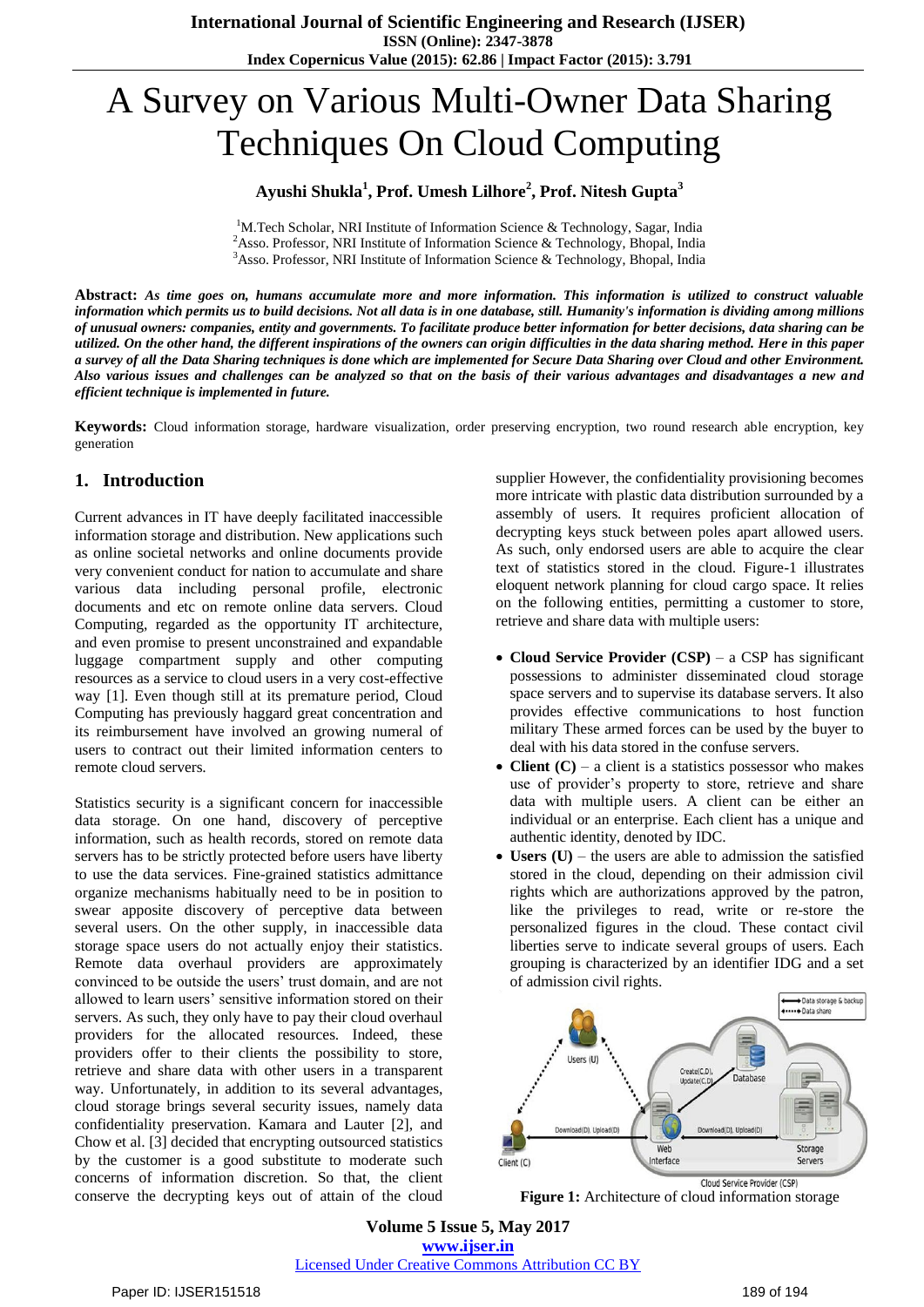# A Survey on Various Multi-Owner Data Sharing Techniques On Cloud Computing

**Ayushi Shukla[1], Prof. Umesh Lilhore[2], Prof. Nitesh Gupta[3]**

[1]M.Tech Scholar, NRI Institute of Information Science & Technology, Sagar, India
[2]Asso. Professor, NRI Institute of Information Science & Technology, Bhopal, India
[3]Asso. Professor, NRI Institute of Information Science & Technology, Bhopal, India

**Abstract:** ***As time goes on, humans accumulate more and more information. This information is utilized to construct valuable information which permits us to build decisions. Not all data is in one database, still. Humanity's information is dividing among millions of unusual owners: companies, entity and governments. To facilitate produce better information for better decisions, data sharing can be utilized. On the other hand, the different inspirations of the owners can origin difficulties in the data sharing method. Here in this paper a survey of all the Data Sharing techniques is done which are implemented for Secure Data Sharing over Cloud and other Environment. Also various issues and challenges can be analyzed so that on the basis of their various advantages and disadvantages a new and efficient technique is implemented in future.***

**Keywords:** Cloud information storage, hardware visualization, order preserving encryption, two round research able encryption, key generation

## 1. Introduction

Current advances in IT have deeply facilitated inaccessible information storage and distribution. New applications such as online societal networks and online documents provide very convenient conduct for nation to accumulate and share various data including personal profile, electronic documents and etc on remote online data servers. Cloud Computing, regarded as the opportunity IT architecture, and even promise to present unconstrained and expandable luggage compartment supply and other computing resources as a service to cloud users in a very cost-effective way [1]. Even though still at its premature period, Cloud Computing has previously haggard great concentration and its reimbursement have involved an growing numeral of users to contract out their limited information centers to remote cloud servers.

Statistics security is a significant concern for inaccessible data storage. On one hand, discovery of perceptive information, such as health records, stored on remote data servers has to be strictly protected before users have liberty to use the data services. Fine-grained statistics admittance organize mechanisms habitually need to be in position to swear apposite discovery of perceptive data between several users. On the other supply, in inaccessible data storage space users do not actually enjoy their statistics. Remote data overhaul providers are approximately convinced to be outside the users' trust domain, and are not allowed to learn users' sensitive information stored on their servers. As such, they only have to pay their cloud overhaul providers for the allocated resources. Indeed, these providers offer to their clients the possibility to store, retrieve and share data with other users in a transparent way. Unfortunately, in addition to its several advantages, cloud storage brings several security issues, namely data confidentiality preservation. Kamara and Lauter [2], and Chow et al. [3] decided that encrypting outsourced statistics by the customer is a good substitute to moderate such concerns of information discretion. So that, the client conserve the decrypting keys out of attain of the cloud supplier However, the confidentiality provisioning becomes more intricate with plastic data distribution surrounded by a assembly of users. It requires proficient allocation of decrypting keys stuck between poles apart allowed users. As such, only endorsed users are able to acquire the clear text of statistics stored in the cloud. Figure-1 illustrates eloquent network planning for cloud cargo space. It relies on the following entities, permitting a customer to store, retrieve and share data with multiple users:

- **Cloud Service Provider (CSP)** – a CSP has significant possessions to administer disseminated cloud storage space servers and to supervise its database servers. It also provides effective communications to host function military These armed forces can be used by the buyer to deal with his data stored in the confuse servers.
- **Client (C)** – a client is a statistics possessor who makes use of provider's property to store, retrieve and share data with multiple users. A client can be either an individual or an enterprise. Each client has a unique and authentic identity, denoted by IDC.
- **Users (U)** – the users are able to admission the satisfied stored in the cloud, depending on their admission civil rights which are authorizations approved by the patron, like the privileges to read, write or re-store the personalized figures in the cloud. These contact civil liberties serve to indicate several groups of users. Each grouping is characterized by an identifier IDG and a set of admission civil rights.

**Figure 1:** Architecture of cloud information storage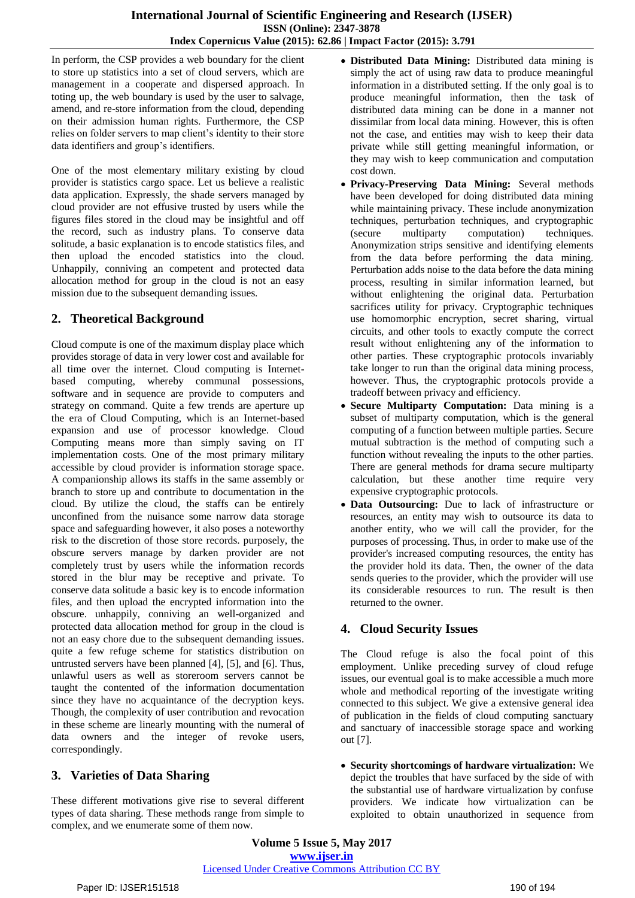In perform, the CSP provides a web boundary for the client to store up statistics into a set of cloud servers, which are management in a cooperate and dispersed approach. In toting up, the web boundary is used by the user to salvage, amend, and re-store information from the cloud, depending on their admission human rights. Furthermore, the CSP relies on folder servers to map client's identity to their store data identifiers and group's identifiers.

One of the most elementary military existing by cloud provider is statistics cargo space. Let us believe a realistic data application. Expressly, the shade servers managed by cloud provider are not effusive trusted by users while the figures files stored in the cloud may be insightful and off the record, such as industry plans. To conserve data solitude, a basic explanation is to encode statistics files, and then upload the encoded statistics into the cloud. Unhappily, conniving an competent and protected data allocation method for group in the cloud is not an easy mission due to the subsequent demanding issues.

## 2. Theoretical Background

Cloud compute is one of the maximum display place which provides storage of data in very lower cost and available for all time over the internet. Cloud computing is Internet-based computing, whereby communal possessions, software and in sequence are provide to computers and strategy on command. Quite a few trends are aperture up the era of Cloud Computing, which is an Internet-based expansion and use of processor knowledge. Cloud Computing means more than simply saving on IT implementation costs. One of the most primary military accessible by cloud provider is information storage space. A companionship allows its staffs in the same assembly or branch to store up and contribute to documentation in the cloud. By utilize the cloud, the staffs can be entirely unconfined from the nuisance some narrow data storage space and safeguarding however, it also poses a noteworthy risk to the discretion of those store records. purposely, the obscure servers manage by darken provider are not completely trust by users while the information records stored in the blur may be receptive and private. To conserve data solitude a basic key is to encode information files, and then upload the encrypted information into the obscure. unhappily, conniving an well-organized and protected data allocation method for group in the cloud is not an easy chore due to the subsequent demanding issues. quite a few refuge scheme for statistics distribution on untrusted servers have been planned [4], [5], and [6]. Thus, unlawful users as well as storeroom servers cannot be taught the contented of the information documentation since they have no acquaintance of the decryption keys. Though, the complexity of user contribution and revocation in these scheme are linearly mounting with the numeral of data owners and the integer of revoke users, correspondingly.

## 3. Varieties of Data Sharing

These different motivations give rise to several different types of data sharing. These methods range from simple to complex, and we enumerate some of them now.

- **Distributed Data Mining:** Distributed data mining is simply the act of using raw data to produce meaningful information in a distributed setting. If the only goal is to produce meaningful information, then the task of distributed data mining can be done in a manner not dissimilar from local data mining. However, this is often not the case, and entities may wish to keep their data private while still getting meaningful information, or they may wish to keep communication and computation cost down.
- **Privacy-Preserving Data Mining:** Several methods have been developed for doing distributed data mining while maintaining privacy. These include anonymization techniques, perturbation techniques, and cryptographic (secure multiparty computation) techniques. Anonymization strips sensitive and identifying elements from the data before performing the data mining. Perturbation adds noise to the data before the data mining process, resulting in similar information learned, but without enlightening the original data. Perturbation sacrifices utility for privacy. Cryptographic techniques use homomorphic encryption, secret sharing, virtual circuits, and other tools to exactly compute the correct result without enlightening any of the information to other parties. These cryptographic protocols invariably take longer to run than the original data mining process, however. Thus, the cryptographic protocols provide a tradeoff between privacy and efficiency.
- **Secure Multiparty Computation:** Data mining is a subset of multiparty computation, which is the general computing of a function between multiple parties. Secure mutual subtraction is the method of computing such a function without revealing the inputs to the other parties. There are general methods for drama secure multiparty calculation, but these another time require very expensive cryptographic protocols.
- **Data Outsourcing:** Due to lack of infrastructure or resources, an entity may wish to outsource its data to another entity, who we will call the provider, for the purposes of processing. Thus, in order to make use of the provider's increased computing resources, the entity has the provider hold its data. Then, the owner of the data sends queries to the provider, which the provider will use its considerable resources to run. The result is then returned to the owner.

## 4. Cloud Security Issues

The Cloud refuge is also the focal point of this employment. Unlike preceding survey of cloud refuge issues, our eventual goal is to make accessible a much more whole and methodical reporting of the investigate writing connected to this subject. We give a extensive general idea of publication in the fields of cloud computing sanctuary and sanctuary of inaccessible storage space and working out [7].

- **Security shortcomings of hardware virtualization:** We depict the troubles that have surfaced by the side of with the substantial use of hardware virtualization by confuse providers. We indicate how virtualization can be exploited to obtain unauthorized in sequence from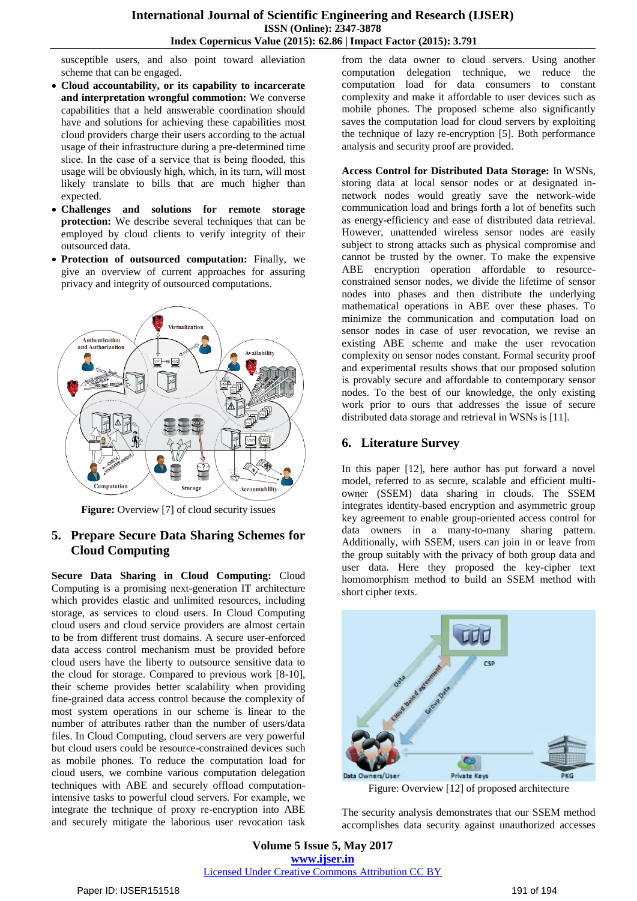susceptible users, and also point toward alleviation scheme that can be engaged.

- **Cloud accountability, or its capability to incarcerate and interpretation wrongful commotion:** We converse capabilities that a held answerable coordination should have and solutions for achieving these capabilities most cloud providers charge their users according to the actual usage of their infrastructure during a pre-determined time slice. In the case of a service that is being flooded, this usage will be obviously high, which, in its turn, will most likely translate to bills that are much higher than expected.
- **Challenges and solutions for remote storage protection:** We describe several techniques that can be employed by cloud clients to verify integrity of their outsourced data.
- **Protection of outsourced computation:** Finally, we give an overview of current approaches for assuring privacy and integrity of outsourced computations.

**Figure:** Overview [7] of cloud security issues

## 5. Prepare Secure Data Sharing Schemes for Cloud Computing

**Secure Data Sharing in Cloud Computing:** Cloud Computing is a promising next-generation IT architecture which provides elastic and unlimited resources, including storage, as services to cloud users. In Cloud Computing cloud users and cloud service providers are almost certain to be from different trust domains. A secure user-enforced data access control mechanism must be provided before cloud users have the liberty to outsource sensitive data to the cloud for storage. Compared to previous work [8-10], their scheme provides better scalability when providing fine-grained data access control because the complexity of most system operations in our scheme is linear to the number of attributes rather than the number of users/data files. In Cloud Computing, cloud servers are very powerful but cloud users could be resource-constrained devices such as mobile phones. To reduce the computation load for cloud users, we combine various computation delegation techniques with ABE and securely offload computation-intensive tasks to powerful cloud servers. For example, we integrate the technique of proxy re-encryption into ABE and securely mitigate the laborious user revocation task from the data owner to cloud servers. Using another computation delegation technique, we reduce the computation load for data consumers to constant complexity and make it affordable to user devices such as mobile phones. The proposed scheme also significantly saves the computation load for cloud servers by exploiting the technique of lazy re-encryption [5]. Both performance analysis and security proof are provided.

**Access Control for Distributed Data Storage:** In WSNs, storing data at local sensor nodes or at designated in-network nodes would greatly save the network-wide communication load and brings forth a lot of benefits such as energy-efficiency and ease of distributed data retrieval. However, unattended wireless sensor nodes are easily subject to strong attacks such as physical compromise and cannot be trusted by the owner. To make the expensive ABE encryption operation affordable to resource-constrained sensor nodes, we divide the lifetime of sensor nodes into phases and then distribute the underlying mathematical operations in ABE over these phases. To minimize the communication and computation load on sensor nodes in case of user revocation, we revise an existing ABE scheme and make the user revocation complexity on sensor nodes constant. Formal security proof and experimental results shows that our proposed solution is provably secure and affordable to contemporary sensor nodes. To the best of our knowledge, the only existing work prior to ours that addresses the issue of secure distributed data storage and retrieval in WSNs is [11].

## 6. Literature Survey

In this paper [12], here author has put forward a novel model, referred to as secure, scalable and efficient multi-owner (SSEM) data sharing in clouds. The SSEM integrates identity-based encryption and asymmetric group key agreement to enable group-oriented access control for data owners in a many-to-many sharing pattern. Additionally, with SSEM, users can join in or leave from the group suitably with the privacy of both group data and user data. Here they proposed the key-cipher text homomorphism method to build an SSEM method with short cipher texts.

Figure: Overview [12] of proposed architecture

The security analysis demonstrates that our SSEM method accomplishes data security against unauthorized accesses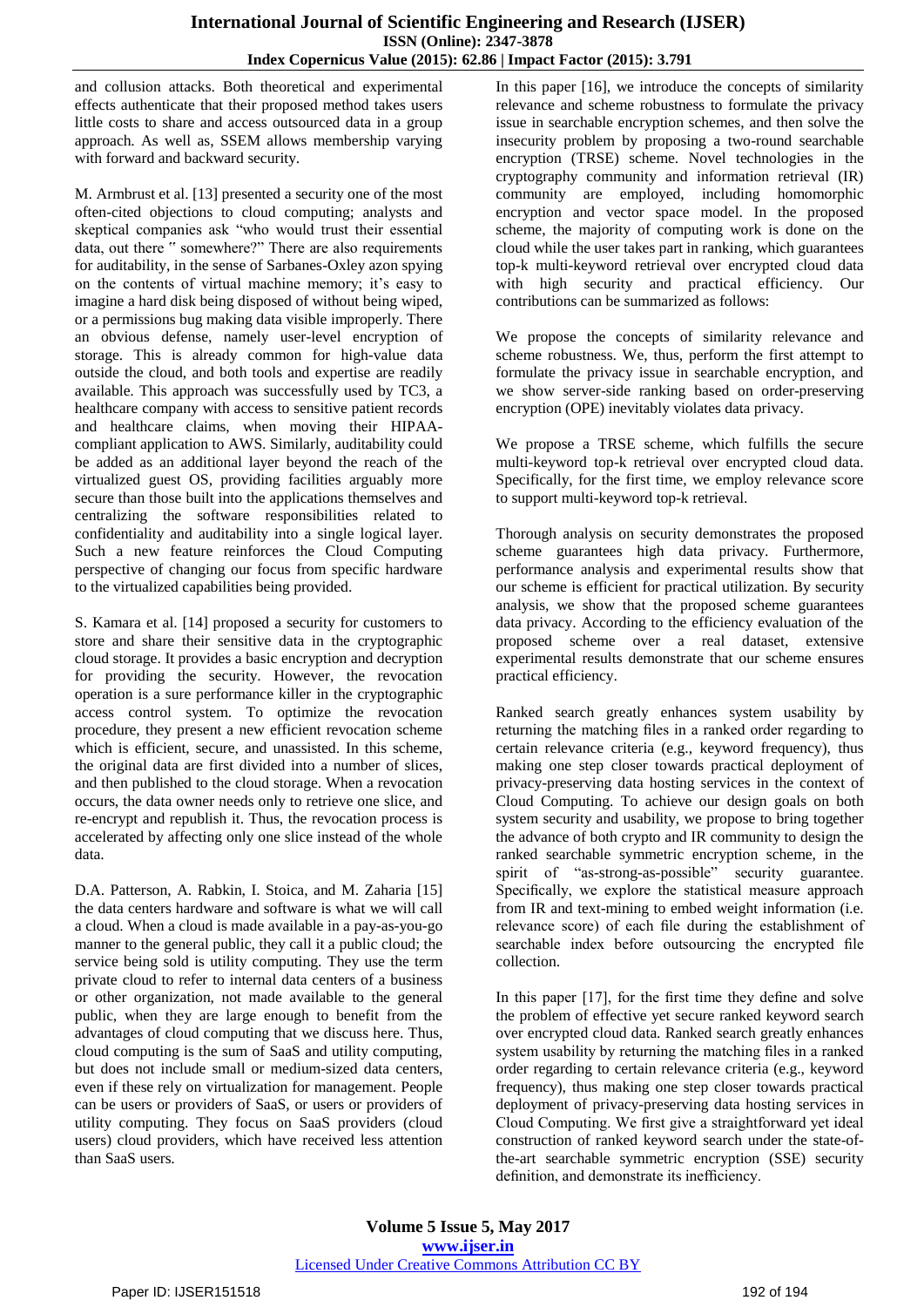and collusion attacks. Both theoretical and experimental effects authenticate that their proposed method takes users little costs to share and access outsourced data in a group approach. As well as, SSEM allows membership varying with forward and backward security.

M. Armbrust et al. [13] presented a security one of the most often-cited objections to cloud computing; analysts and skeptical companies ask "who would trust their essential data, out there " somewhere?" There are also requirements for auditability, in the sense of Sarbanes-Oxley azon spying on the contents of virtual machine memory; it's easy to imagine a hard disk being disposed of without being wiped, or a permissions bug making data visible improperly. There an obvious defense, namely user-level encryption of storage. This is already common for high-value data outside the cloud, and both tools and expertise are readily available. This approach was successfully used by TC3, a healthcare company with access to sensitive patient records and healthcare claims, when moving their HIPAA-compliant application to AWS. Similarly, auditability could be added as an additional layer beyond the reach of the virtualized guest OS, providing facilities arguably more secure than those built into the applications themselves and centralizing the software responsibilities related to confidentiality and auditability into a single logical layer. Such a new feature reinforces the Cloud Computing perspective of changing our focus from specific hardware to the virtualized capabilities being provided.

S. Kamara et al. [14] proposed a security for customers to store and share their sensitive data in the cryptographic cloud storage. It provides a basic encryption and decryption for providing the security. However, the revocation operation is a sure performance killer in the cryptographic access control system. To optimize the revocation procedure, they present a new efficient revocation scheme which is efficient, secure, and unassisted. In this scheme, the original data are first divided into a number of slices, and then published to the cloud storage. When a revocation occurs, the data owner needs only to retrieve one slice, and re-encrypt and republish it. Thus, the revocation process is accelerated by affecting only one slice instead of the whole data.

D.A. Patterson, A. Rabkin, I. Stoica, and M. Zaharia [15] the data centers hardware and software is what we will call a cloud. When a cloud is made available in a pay-as-you-go manner to the general public, they call it a public cloud; the service being sold is utility computing. They use the term private cloud to refer to internal data centers of a business or other organization, not made available to the general public, when they are large enough to benefit from the advantages of cloud computing that we discuss here. Thus, cloud computing is the sum of SaaS and utility computing, but does not include small or medium-sized data centers, even if these rely on virtualization for management. People can be users or providers of SaaS, or users or providers of utility computing. They focus on SaaS providers (cloud users) cloud providers, which have received less attention than SaaS users.

In this paper [16], we introduce the concepts of similarity relevance and scheme robustness to formulate the privacy issue in searchable encryption schemes, and then solve the insecurity problem by proposing a two-round searchable encryption (TRSE) scheme. Novel technologies in the cryptography community and information retrieval (IR) community are employed, including homomorphic encryption and vector space model. In the proposed scheme, the majority of computing work is done on the cloud while the user takes part in ranking, which guarantees top-k multi-keyword retrieval over encrypted cloud data with high security and practical efficiency. Our contributions can be summarized as follows:

We propose the concepts of similarity relevance and scheme robustness. We, thus, perform the first attempt to formulate the privacy issue in searchable encryption, and we show server-side ranking based on order-preserving encryption (OPE) inevitably violates data privacy.

We propose a TRSE scheme, which fulfills the secure multi-keyword top-k retrieval over encrypted cloud data. Specifically, for the first time, we employ relevance score to support multi-keyword top-k retrieval.

Thorough analysis on security demonstrates the proposed scheme guarantees high data privacy. Furthermore, performance analysis and experimental results show that our scheme is efficient for practical utilization. By security analysis, we show that the proposed scheme guarantees data privacy. According to the efficiency evaluation of the proposed scheme over a real dataset, extensive experimental results demonstrate that our scheme ensures practical efficiency.

Ranked search greatly enhances system usability by returning the matching files in a ranked order regarding to certain relevance criteria (e.g., keyword frequency), thus making one step closer towards practical deployment of privacy-preserving data hosting services in the context of Cloud Computing. To achieve our design goals on both system security and usability, we propose to bring together the advance of both crypto and IR community to design the ranked searchable symmetric encryption scheme, in the spirit of "as-strong-as-possible" security guarantee. Specifically, we explore the statistical measure approach from IR and text-mining to embed weight information (i.e. relevance score) of each file during the establishment of searchable index before outsourcing the encrypted file collection.

In this paper [17], for the first time they define and solve the problem of effective yet secure ranked keyword search over encrypted cloud data. Ranked search greatly enhances system usability by returning the matching files in a ranked order regarding to certain relevance criteria (e.g., keyword frequency), thus making one step closer towards practical deployment of privacy-preserving data hosting services in Cloud Computing. We first give a straightforward yet ideal construction of ranked keyword search under the state-of-the-art searchable symmetric encryption (SSE) security definition, and demonstrate its inefficiency.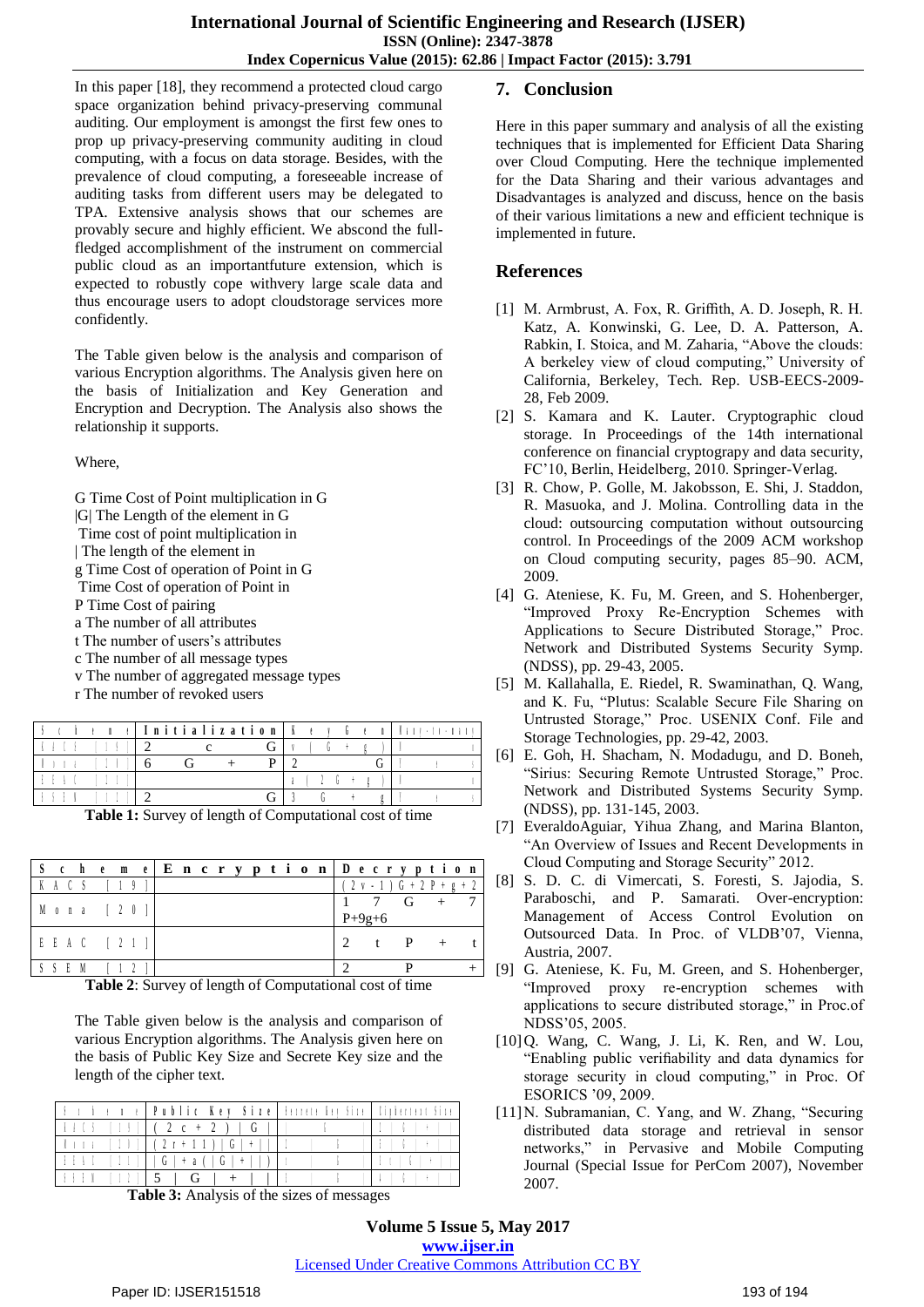In this paper [18], they recommend a protected cloud cargo space organization behind privacy-preserving communal auditing. Our employment is amongst the first few ones to prop up privacy-preserving community auditing in cloud computing, with a focus on data storage. Besides, with the prevalence of cloud computing, a foreseeable increase of auditing tasks from different users may be delegated to TPA. Extensive analysis shows that our schemes are provably secure and highly efficient. We abscond the full-fledged accomplishment of the instrument on commercial public cloud as an importantfuture extension, which is expected to robustly cope withvery large scale data and thus encourage users to adopt cloudstorage services more confidently.

The Table given below is the analysis and comparison of various Encryption algorithms. The Analysis given here on the basis of Initialization and Key Generation and Encryption and Decryption. The Analysis also shows the relationship it supports.

Where,

G Time Cost of Point multiplication in G
|G| The Length of the element in G
Time cost of point multiplication in
| The length of the element in
g Time Cost of operation of Point in G
Time Cost of operation of Point in
P Time Cost of pairing
a The number of all attributes
t The number of users's attributes
c The number of all message types
v The number of aggregated message types
r The number of revoked users

| Scheme | Initialization | Key Gen | Many-to-many |
|---|---|---|---|
| KACS [19] | 2 c G | v G + g | |
| Mona [20] | 6 G + P | 2 G | |
| EEAC [21] | | a (2 G + g) | |
| SSEM [12] | 2 G | 3 G + g | |

**Table 1:** Survey of length of Computational cost of time

| Scheme | Encryption | Decryption |
|---|---|---|
| KACS [19] | | (2v-1)G+2P+g+2 |
| Mona [20] | | 1 7 G + 7 P+9g+6 |
| EEAC [21] | | 2 t P + t |
| SSEM [12] | | 2 P + |

**Table 2**: Survey of length of Computational cost of time

The Table given below is the analysis and comparison of various Encryption algorithms. The Analysis given here on the basis of Public Key Size and Secrete Key size and the length of the cipher text.

| Scheme | Public Key Size | Secrete Key Size | Ciphertext Size |
|---|---|---|---|
| KACS [19] | (2c+2)\|G\| | | |
| Mona [20] | (2r+11)\|G\|+\|\| | | |
| EEAC [21] | \|G\|+a(\|G\|+\|\|) | | |
| SSEM [12] | 5 \|G\| + \|\| | | |

**Table 3:** Analysis of the sizes of messages

## 7. Conclusion

Here in this paper summary and analysis of all the existing techniques that is implemented for Efficient Data Sharing over Cloud Computing. Here the technique implemented for the Data Sharing and their various advantages and Disadvantages is analyzed and discuss, hence on the basis of their various limitations a new and efficient technique is implemented in future.

## References

[1] M. Armbrust, A. Fox, R. Griffith, A. D. Joseph, R. H. Katz, A. Konwinski, G. Lee, D. A. Patterson, A. Rabkin, I. Stoica, and M. Zaharia, "Above the clouds: A berkeley view of cloud computing," University of California, Berkeley, Tech. Rep. USB-EECS-2009-28, Feb 2009.

[2] S. Kamara and K. Lauter. Cryptographic cloud storage. In Proceedings of the 14th international conference on financial cryptograpy and data security, FC'10, Berlin, Heidelberg, 2010. Springer-Verlag.

[3] R. Chow, P. Golle, M. Jakobsson, E. Shi, J. Staddon, R. Masuoka, and J. Molina. Controlling data in the cloud: outsourcing computation without outsourcing control. In Proceedings of the 2009 ACM workshop on Cloud computing security, pages 85–90. ACM, 2009.

[4] G. Ateniese, K. Fu, M. Green, and S. Hohenberger, "Improved Proxy Re-Encryption Schemes with Applications to Secure Distributed Storage," Proc. Network and Distributed Systems Security Symp. (NDSS), pp. 29-43, 2005.

[5] M. Kallahalla, E. Riedel, R. Swaminathan, Q. Wang, and K. Fu, "Plutus: Scalable Secure File Sharing on Untrusted Storage," Proc. USENIX Conf. File and Storage Technologies, pp. 29-42, 2003.

[6] E. Goh, H. Shacham, N. Modadugu, and D. Boneh, "Sirius: Securing Remote Untrusted Storage," Proc. Network and Distributed Systems Security Symp. (NDSS), pp. 131-145, 2003.

[7] EveraldoAguiar, Yihua Zhang, and Marina Blanton, "An Overview of Issues and Recent Developments in Cloud Computing and Storage Security" 2012.

[8] S. D. C. di Vimercati, S. Foresti, S. Jajodia, S. Paraboschi, and P. Samarati. Over-encryption: Management of Access Control Evolution on Outsourced Data. In Proc. of VLDB'07, Vienna, Austria, 2007.

[9] G. Ateniese, K. Fu, M. Green, and S. Hohenberger, "Improved proxy re-encryption schemes with applications to secure distributed storage," in Proc.of NDSS'05, 2005.

[10] Q. Wang, C. Wang, J. Li, K. Ren, and W. Lou, "Enabling public verifiability and data dynamics for storage security in cloud computing," in Proc. Of ESORICS '09, 2009.

[11] N. Subramanian, C. Yang, and W. Zhang, "Securing distributed data storage and retrieval in sensor networks," in Pervasive and Mobile Computing Journal (Special Issue for PerCom 2007), November 2007.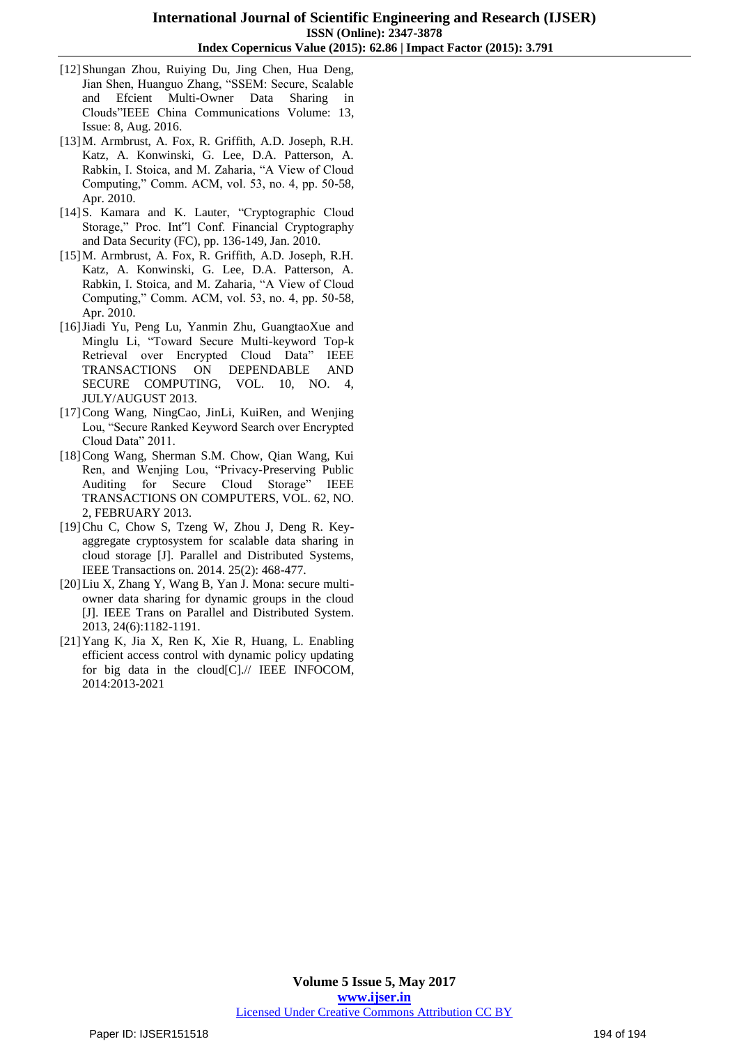[12] Shungan Zhou, Ruiying Du, Jing Chen, Hua Deng, Jian Shen, Huanguo Zhang, "SSEM: Secure, Scalable and Efcient Multi-Owner Data Sharing in Clouds"IEEE China Communications Volume: 13, Issue: 8, Aug. 2016.

[13] M. Armbrust, A. Fox, R. Griffith, A.D. Joseph, R.H. Katz, A. Konwinski, G. Lee, D.A. Patterson, A. Rabkin, I. Stoica, and M. Zaharia, "A View of Cloud Computing," Comm. ACM, vol. 53, no. 4, pp. 50-58, Apr. 2010.

[14] S. Kamara and K. Lauter, "Cryptographic Cloud Storage," Proc. Int"l Conf. Financial Cryptography and Data Security (FC), pp. 136-149, Jan. 2010.

[15] M. Armbrust, A. Fox, R. Griffith, A.D. Joseph, R.H. Katz, A. Konwinski, G. Lee, D.A. Patterson, A. Rabkin, I. Stoica, and M. Zaharia, "A View of Cloud Computing," Comm. ACM, vol. 53, no. 4, pp. 50-58, Apr. 2010.

[16] Jiadi Yu, Peng Lu, Yanmin Zhu, GuangtaoXue and Minglu Li, "Toward Secure Multi-keyword Top-k Retrieval over Encrypted Cloud Data" IEEE TRANSACTIONS ON DEPENDABLE AND SECURE COMPUTING, VOL. 10, NO. 4, JULY/AUGUST 2013.

[17] Cong Wang, NingCao, JinLi, KuiRen, and Wenjing Lou, "Secure Ranked Keyword Search over Encrypted Cloud Data" 2011.

[18] Cong Wang, Sherman S.M. Chow, Qian Wang, Kui Ren, and Wenjing Lou, "Privacy-Preserving Public Auditing for Secure Cloud Storage" IEEE TRANSACTIONS ON COMPUTERS, VOL. 62, NO. 2, FEBRUARY 2013.

[19] Chu C, Chow S, Tzeng W, Zhou J, Deng R. Key-aggregate cryptosystem for scalable data sharing in cloud storage [J]. Parallel and Distributed Systems, IEEE Transactions on. 2014. 25(2): 468-477.

[20] Liu X, Zhang Y, Wang B, Yan J. Mona: secure multi-owner data sharing for dynamic groups in the cloud [J]. IEEE Trans on Parallel and Distributed System. 2013, 24(6):1182-1191.

[21] Yang K, Jia X, Ren K, Xie R, Huang, L. Enabling efficient access control with dynamic policy updating for big data in the cloud[C].// IEEE INFOCOM, 2014:2013-2021